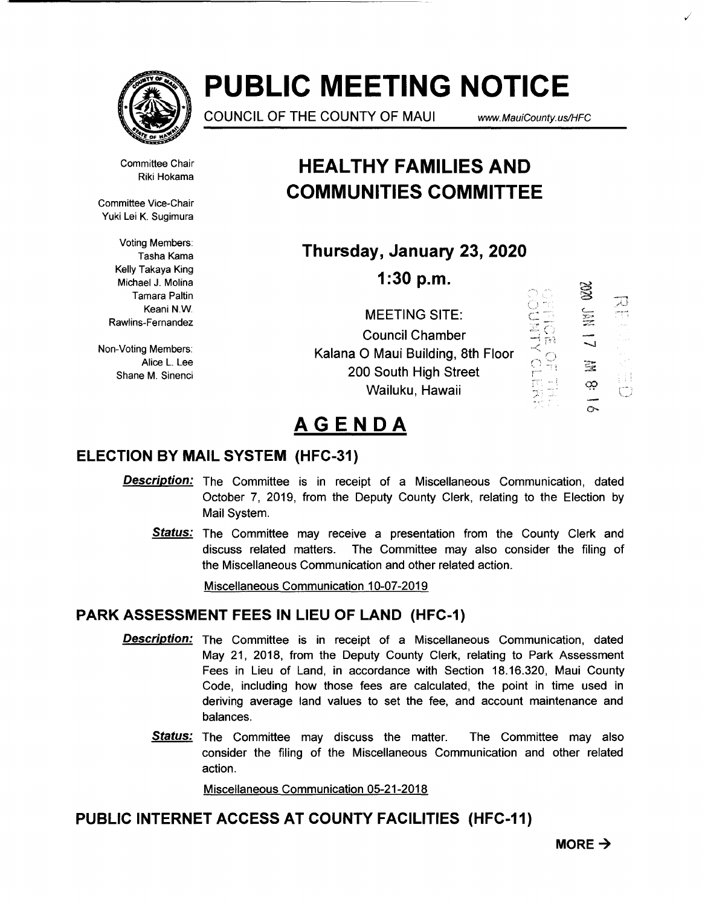# PUBLIC MEETING NOTICE

COUNCIL OF THE COUNTY OF MAUI www.MauiCounty.us/HFC

Committee Chair
Riki Hokama

Committee Vice-Chair
Yuki Lei K. Sugimura

Voting Members:
Tasha Kama
Kelly Takaya King
Michael J. Molina
Tamara Paltin
Keani N.W. Rawlins-Fernandez

Non-Voting Members:
Alice L. Lee
Shane M. Sinenci

## HEALTHY FAMILIES AND COMMUNITIES COMMITTEE

### Thursday, January 23, 2020

### 1:30 p.m.

MEETING SITE:
Council Chamber
Kalana O Maui Building, 8th Floor
200 South High Street
Wailuku, Hawaii

OFFICE OF THE COUNTY CLERK
2020 JAN 17 AM 8:16
RECEIVED

# AGENDA

## ELECTION BY MAIL SYSTEM (HFC-31)

***Description:*** The Committee is in receipt of a Miscellaneous Communication, dated October 7, 2019, from the Deputy County Clerk, relating to the Election by Mail System.

***Status:*** The Committee may receive a presentation from the County Clerk and discuss related matters. The Committee may also consider the filing of the Miscellaneous Communication and other related action.

Miscellaneous Communication 10-07-2019

## PARK ASSESSMENT FEES IN LIEU OF LAND (HFC-1)

***Description:*** The Committee is in receipt of a Miscellaneous Communication, dated May 21, 2018, from the Deputy County Clerk, relating to Park Assessment Fees in Lieu of Land, in accordance with Section 18.16.320, Maui County Code, including how those fees are calculated, the point in time used in deriving average land values to set the fee, and account maintenance and balances.

***Status:*** The Committee may discuss the matter. The Committee may also consider the filing of the Miscellaneous Communication and other related action.

Miscellaneous Communication 05-21-2018

## PUBLIC INTERNET ACCESS AT COUNTY FACILITIES (HFC-11)

**MORE →**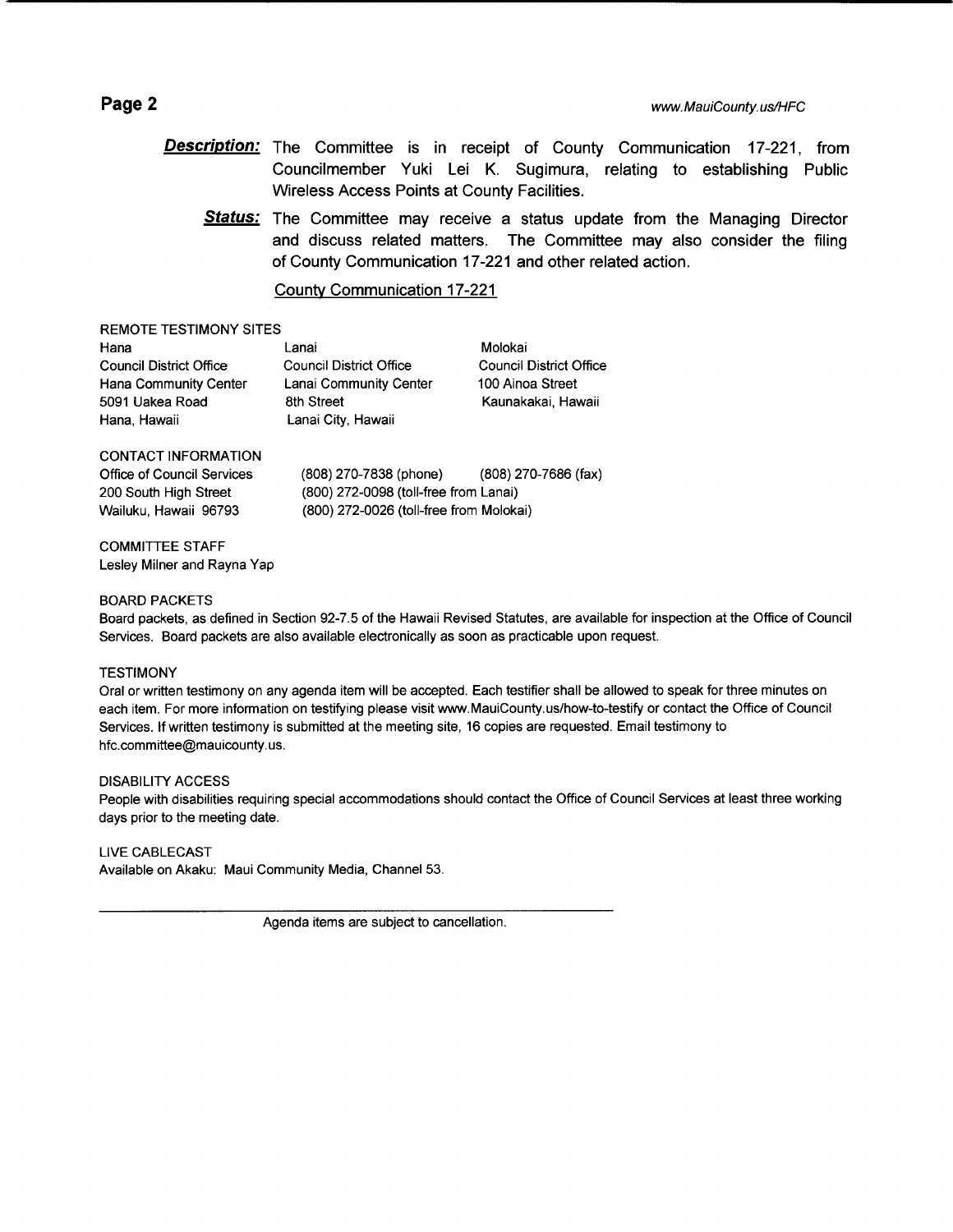**Description:** The Committee is in receipt of County Communication 17-221, from Councilmember Yuki Lei K. Sugimura, relating to establishing Public Wireless Access Points at County Facilities.

**Status:** The Committee may receive a status update from the Managing Director and discuss related matters. The Committee may also consider the filing of County Communication 17-221 and other related action.

County Communication 17-221

REMOTE TESTIMONY SITES

| Hana | Lanai | Molokai |
| --- | --- | --- |
| Council District Office | Council District Office | Council District Office |
| Hana Community Center | Lanai Community Center | 100 Ainoa Street |
| 5091 Uakea Road | 8th Street | Kaunakakai, Hawaii |
| Hana, Hawaii | Lanai City, Hawaii | |

CONTACT INFORMATION

| | | |
| --- | --- | --- |
| Office of Council Services | (808) 270-7838 (phone) | (808) 270-7686 (fax) |
| 200 South High Street | (800) 272-0098 (toll-free from Lanai) | |
| Wailuku, Hawaii 96793 | (800) 272-0026 (toll-free from Molokai) | |

COMMITTEE STAFF
Lesley Milner and Rayna Yap

BOARD PACKETS
Board packets, as defined in Section 92-7.5 of the Hawaii Revised Statutes, are available for inspection at the Office of Council Services. Board packets are also available electronically as soon as practicable upon request.

TESTIMONY
Oral or written testimony on any agenda item will be accepted. Each testifier shall be allowed to speak for three minutes on each item. For more information on testifying please visit www.MauiCounty.us/how-to-testify or contact the Office of Council Services. If written testimony is submitted at the meeting site, 16 copies are requested. Email testimony to hfc.committee@mauicounty.us.

DISABILITY ACCESS
People with disabilities requiring special accommodations should contact the Office of Council Services at least three working days prior to the meeting date.

LIVE CABLECAST
Available on Akaku: Maui Community Media, Channel 53.

Agenda items are subject to cancellation.